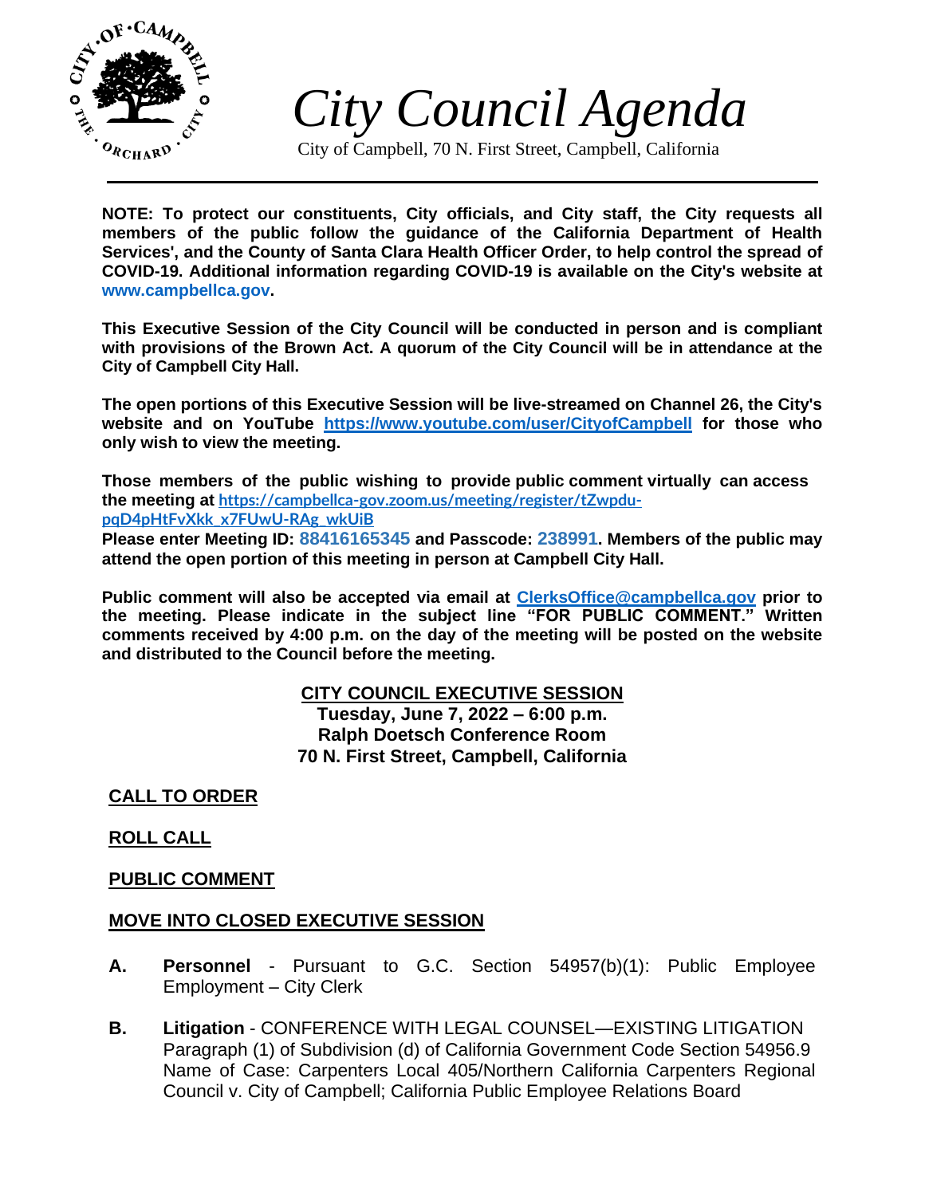# *City Council Agenda*

City of Campbell, 70 N. First Street, Campbell, California

**NOTE: To protect our constituents, City officials, and City staff, the City requests all members of the public follow the guidance of the California Department of Health Services', and the County of Santa Clara Health Officer Order, to help control the spread of COVID-19. Additional information regarding COVID-19 is available on the City's website at www.campbellca.gov.**

**This Executive Session of the City Council will be conducted in person and is compliant with provisions of the Brown Act. A quorum of the City Council will be in attendance at the City of Campbell City Hall.**

**The open portions of this Executive Session will be live-streamed on Channel 26, the City's website and on YouTube https://www.youtube.com/user/CityofCampbell for those who only wish to view the meeting.**

**Those members of the public wishing to provide public comment virtually can access the meeting at https://campbellca-gov.zoom.us/meeting/register/tZwpdu-pqD4pHtFvXkk_x7FUwU-RAg_wkUiB**
**Please enter Meeting ID: 88416165345 and Passcode: 238991. Members of the public may attend the open portion of this meeting in person at Campbell City Hall.**

**Public comment will also be accepted via email at ClerksOffice@campbellca.gov prior to the meeting. Please indicate in the subject line "FOR PUBLIC COMMENT." Written comments received by 4:00 p.m. on the day of the meeting will be posted on the website and distributed to the Council before the meeting.**

## CITY COUNCIL EXECUTIVE SESSION

**Tuesday, June 7, 2022 – 6:00 p.m.**
**Ralph Doetsch Conference Room**
**70 N. First Street, Campbell, California**

## CALL TO ORDER

## ROLL CALL

## PUBLIC COMMENT

## MOVE INTO CLOSED EXECUTIVE SESSION

**A.** **Personnel** - Pursuant to G.C. Section 54957(b)(1): Public Employee Employment – City Clerk

**B.** **Litigation** - CONFERENCE WITH LEGAL COUNSEL—EXISTING LITIGATION Paragraph (1) of Subdivision (d) of California Government Code Section 54956.9 Name of Case: Carpenters Local 405/Northern California Carpenters Regional Council v. City of Campbell; California Public Employee Relations Board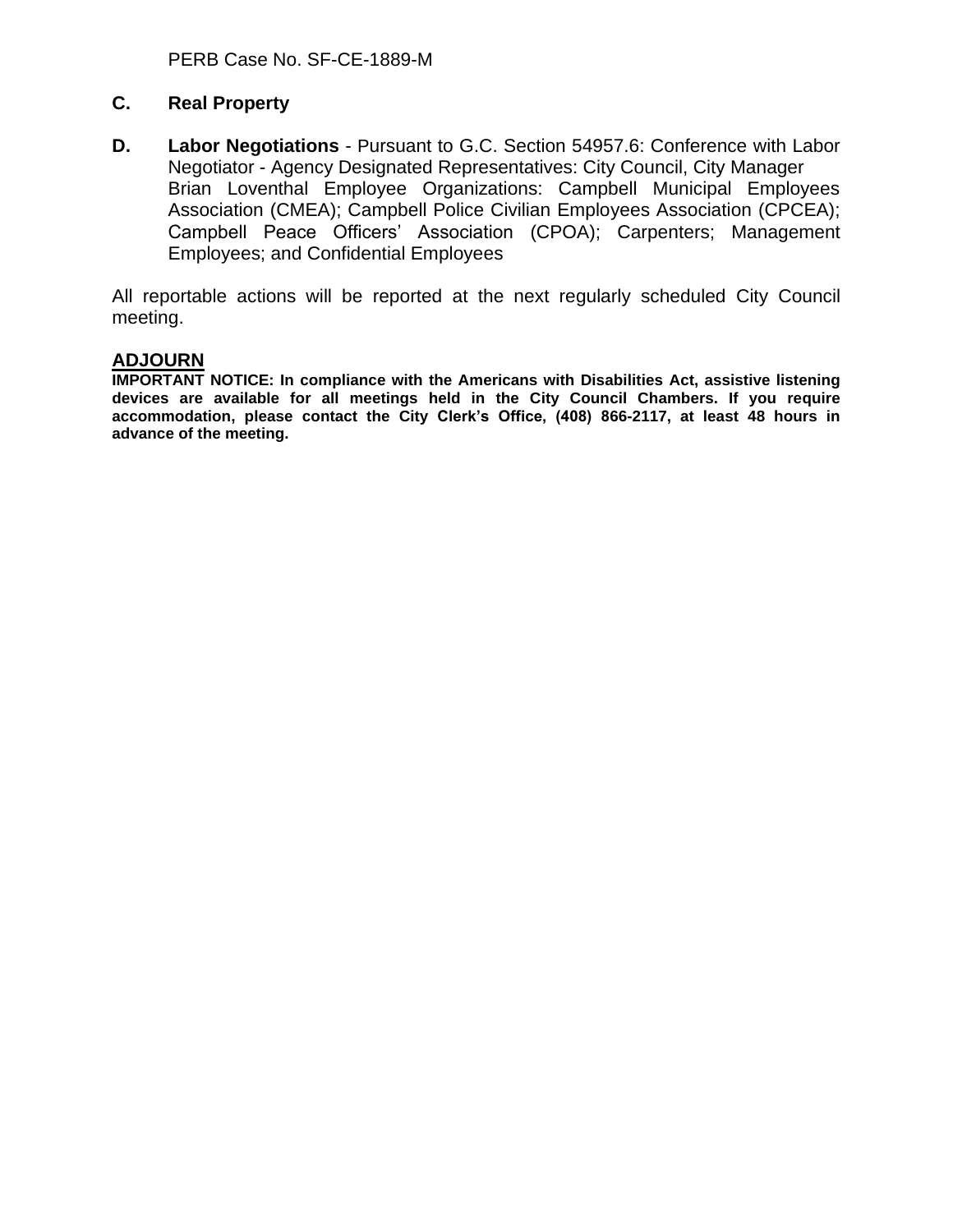PERB Case No. SF-CE-1889-M

**C. Real Property**

**D. Labor Negotiations** - Pursuant to G.C. Section 54957.6: Conference with Labor Negotiator - Agency Designated Representatives: City Council, City Manager Brian Loventhal Employee Organizations: Campbell Municipal Employees Association (CMEA); Campbell Police Civilian Employees Association (CPCEA); Campbell Peace Officers' Association (CPOA); Carpenters; Management Employees; and Confidential Employees

All reportable actions will be reported at the next regularly scheduled City Council meeting.

## ADJOURN

**IMPORTANT NOTICE: In compliance with the Americans with Disabilities Act, assistive listening devices are available for all meetings held in the City Council Chambers. If you require accommodation, please contact the City Clerk's Office, (408) 866-2117, at least 48 hours in advance of the meeting.**